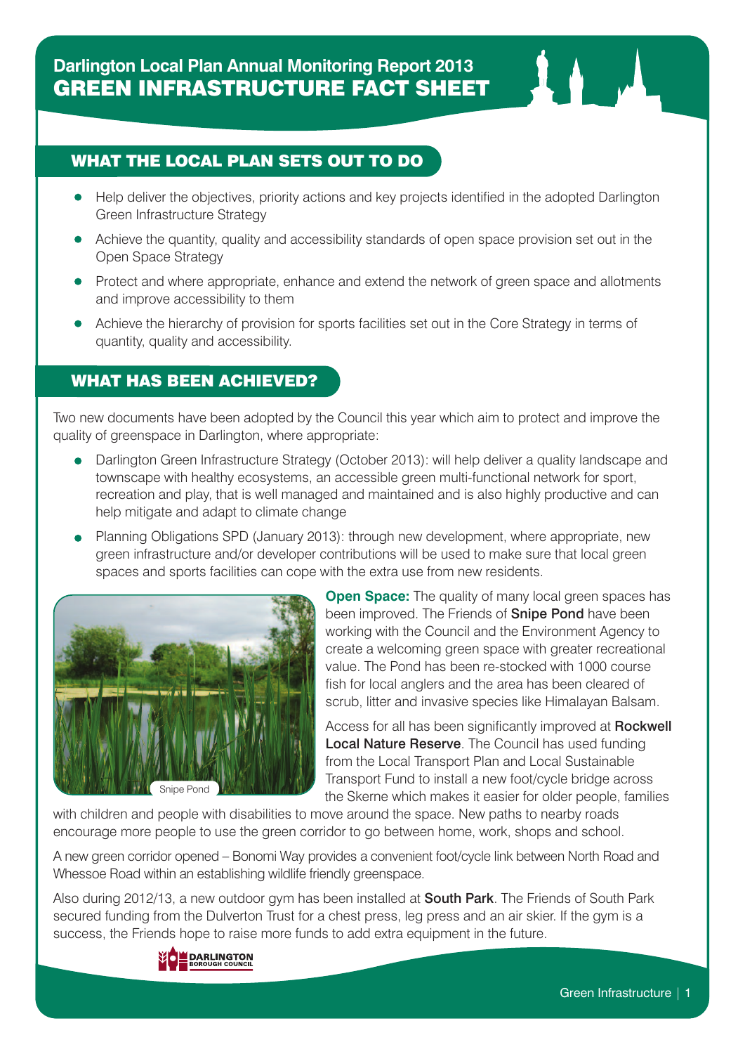# Darlington Local Plan Annual Monitoring Report 2013
# GREEN INFRASTRUCTURE FACT SHEET

## WHAT THE LOCAL PLAN SETS OUT TO DO

- Help deliver the objectives, priority actions and key projects identified in the adopted Darlington Green Infrastructure Strategy
- Achieve the quantity, quality and accessibility standards of open space provision set out in the Open Space Strategy
- Protect and where appropriate, enhance and extend the network of green space and allotments and improve accessibility to them
- Achieve the hierarchy of provision for sports facilities set out in the Core Strategy in terms of quantity, quality and accessibility.

## WHAT HAS BEEN ACHIEVED?

Two new documents have been adopted by the Council this year which aim to protect and improve the quality of greenspace in Darlington, where appropriate:

- Darlington Green Infrastructure Strategy (October 2013): will help deliver a quality landscape and townscape with healthy ecosystems, an accessible green multi-functional network for sport, recreation and play, that is well managed and maintained and is also highly productive and can help mitigate and adapt to climate change
- Planning Obligations SPD (January 2013): through new development, where appropriate, new green infrastructure and/or developer contributions will be used to make sure that local green spaces and sports facilities can cope with the extra use from new residents.

Snipe Pond

**Open Space:** The quality of many local green spaces has been improved. The Friends of **Snipe Pond** have been working with the Council and the Environment Agency to create a welcoming green space with greater recreational value. The Pond has been re-stocked with 1000 course fish for local anglers and the area has been cleared of scrub, litter and invasive species like Himalayan Balsam.

Access for all has been significantly improved at **Rockwell Local Nature Reserve**. The Council has used funding from the Local Transport Plan and Local Sustainable Transport Fund to install a new foot/cycle bridge across the Skerne which makes it easier for older people, families with children and people with disabilities to move around the space. New paths to nearby roads encourage more people to use the green corridor to go between home, work, shops and school.

A new green corridor opened – Bonomi Way provides a convenient foot/cycle link between North Road and Whessoe Road within an establishing wildlife friendly greenspace.

Also during 2012/13, a new outdoor gym has been installed at **South Park**. The Friends of South Park secured funding from the Dulverton Trust for a chest press, leg press and an air skier. If the gym is a success, the Friends hope to raise more funds to add extra equipment in the future.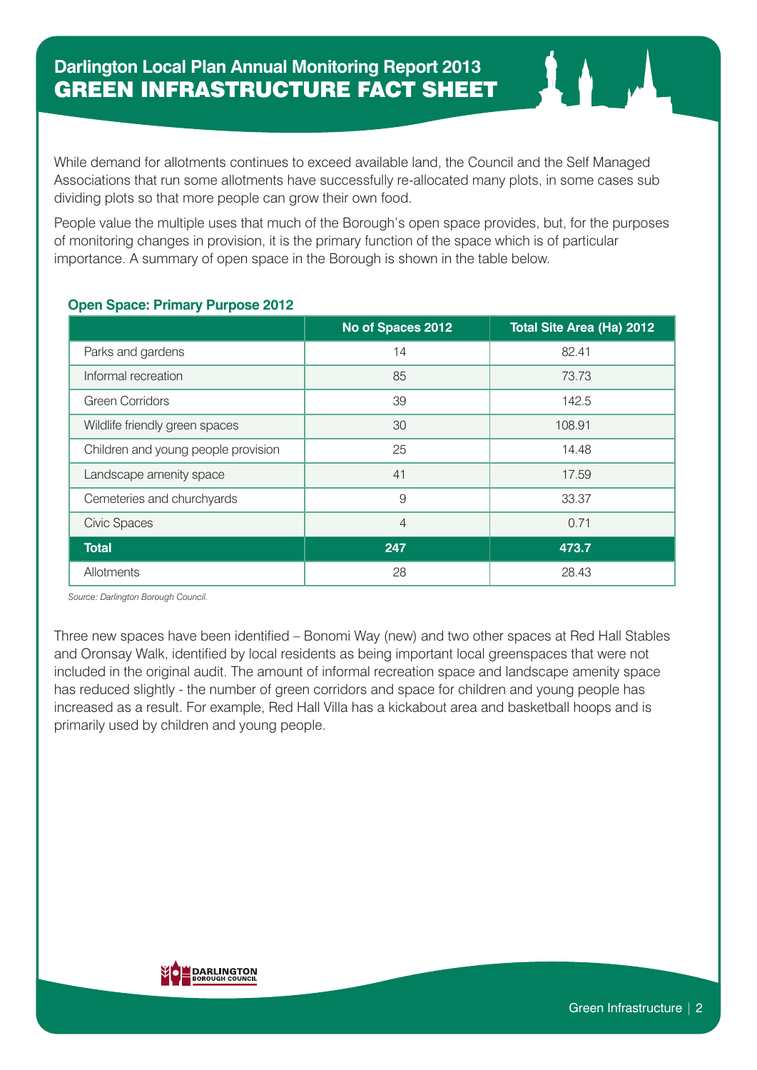# Darlington Local Plan Annual Monitoring Report 2013
## GREEN INFRASTRUCTURE FACT SHEET

While demand for allotments continues to exceed available land, the Council and the Self Managed Associations that run some allotments have successfully re-allocated many plots, in some cases sub dividing plots so that more people can grow their own food.

People value the multiple uses that much of the Borough's open space provides, but, for the purposes of monitoring changes in provision, it is the primary function of the space which is of particular importance. A summary of open space in the Borough is shown in the table below.

**Open Space: Primary Purpose 2012**

| | No of Spaces 2012 | Total Site Area (Ha) 2012 |
|---|---|---|
| Parks and gardens | 14 | 82.41 |
| Informal recreation | 85 | 73.73 |
| Green Corridors | 39 | 142.5 |
| Wildlife friendly green spaces | 30 | 108.91 |
| Children and young people provision | 25 | 14.48 |
| Landscape amenity space | 41 | 17.59 |
| Cemeteries and churchyards | 9 | 33.37 |
| Civic Spaces | 4 | 0.71 |
| **Total** | **247** | **473.7** |
| Allotments | 28 | 28.43 |

*Source: Darlington Borough Council.*

Three new spaces have been identified – Bonomi Way (new) and two other spaces at Red Hall Stables and Oronsay Walk, identified by local residents as being important local greenspaces that were not included in the original audit. The amount of informal recreation space and landscape amenity space has reduced slightly - the number of green corridors and space for children and young people has increased as a result. For example, Red Hall Villa has a kickabout area and basketball hoops and is primarily used by children and young people.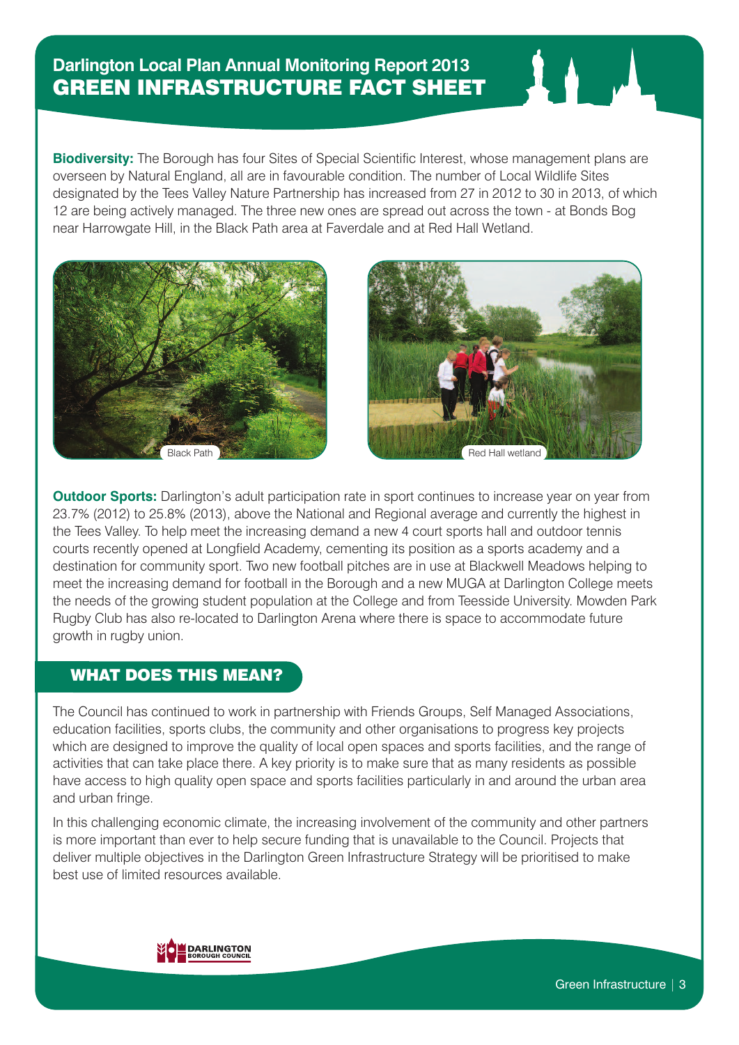# Darlington Local Plan Annual Monitoring Report 2013
## GREEN INFRASTRUCTURE FACT SHEET

**Biodiversity:** The Borough has four Sites of Special Scientific Interest, whose management plans are overseen by Natural England, all are in favourable condition. The number of Local Wildlife Sites designated by the Tees Valley Nature Partnership has increased from 27 in 2012 to 30 in 2013, of which 12 are being actively managed. The three new ones are spread out across the town - at Bonds Bog near Harrowgate Hill, in the Black Path area at Faverdale and at Red Hall Wetland.

Black Path

Red Hall wetland

**Outdoor Sports:** Darlington's adult participation rate in sport continues to increase year on year from 23.7% (2012) to 25.8% (2013), above the National and Regional average and currently the highest in the Tees Valley. To help meet the increasing demand a new 4 court sports hall and outdoor tennis courts recently opened at Longfield Academy, cementing its position as a sports academy and a destination for community sport. Two new football pitches are in use at Blackwell Meadows helping to meet the increasing demand for football in the Borough and a new MUGA at Darlington College meets the needs of the growing student population at the College and from Teesside University. Mowden Park Rugby Club has also re-located to Darlington Arena where there is space to accommodate future growth in rugby union.

## WHAT DOES THIS MEAN?

The Council has continued to work in partnership with Friends Groups, Self Managed Associations, education facilities, sports clubs, the community and other organisations to progress key projects which are designed to improve the quality of local open spaces and sports facilities, and the range of activities that can take place there. A key priority is to make sure that as many residents as possible have access to high quality open space and sports facilities particularly in and around the urban area and urban fringe.

In this challenging economic climate, the increasing involvement of the community and other partners is more important than ever to help secure funding that is unavailable to the Council. Projects that deliver multiple objectives in the Darlington Green Infrastructure Strategy will be prioritised to make best use of limited resources available.

DARLINGTON BOROUGH COUNCIL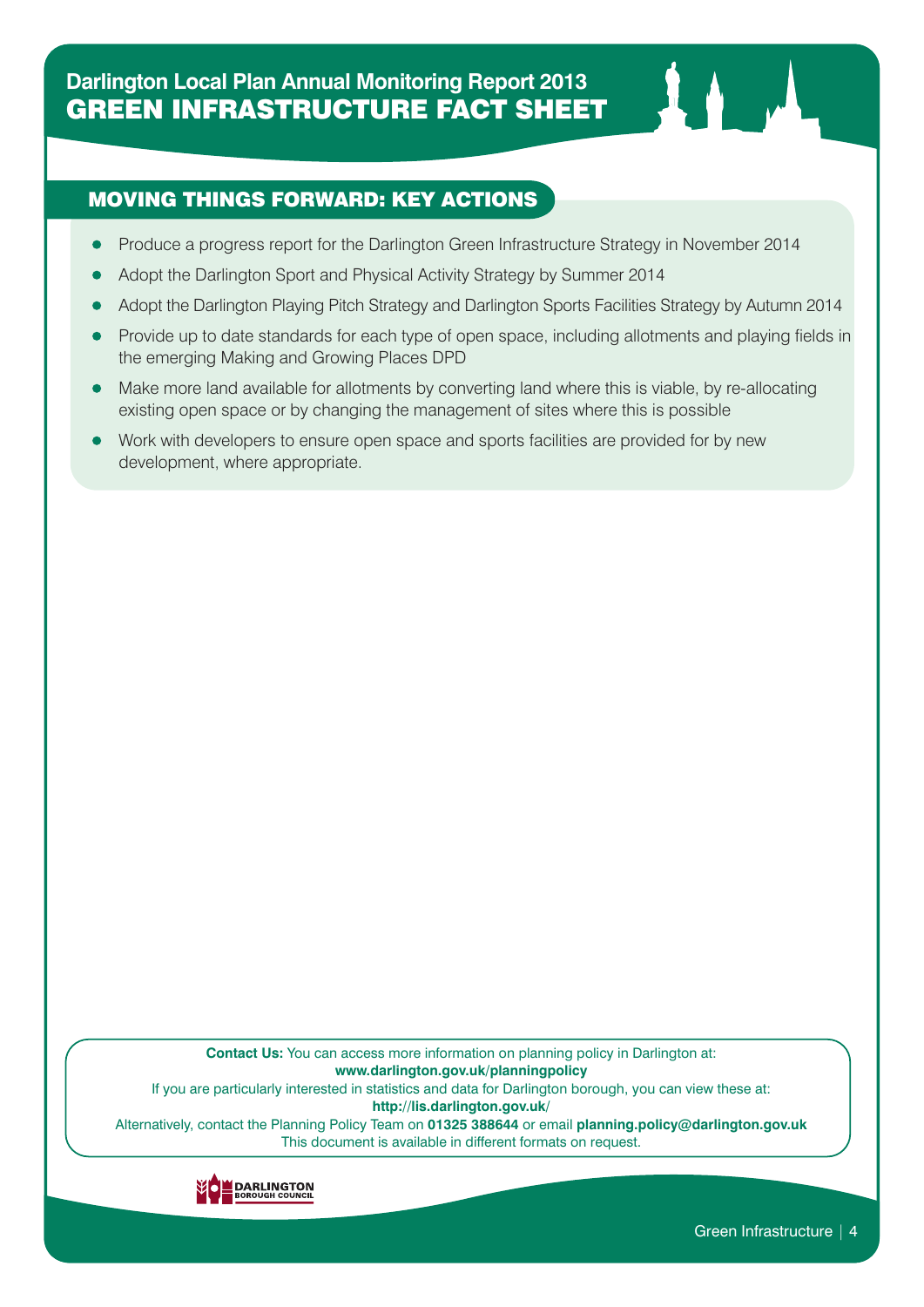# Darlington Local Plan Annual Monitoring Report 2013

# GREEN INFRASTRUCTURE FACT SHEET

## MOVING THINGS FORWARD: KEY ACTIONS

- Produce a progress report for the Darlington Green Infrastructure Strategy in November 2014
- Adopt the Darlington Sport and Physical Activity Strategy by Summer 2014
- Adopt the Darlington Playing Pitch Strategy and Darlington Sports Facilities Strategy by Autumn 2014
- Provide up to date standards for each type of open space, including allotments and playing fields in the emerging Making and Growing Places DPD
- Make more land available for allotments by converting land where this is viable, by re-allocating existing open space or by changing the management of sites where this is possible
- Work with developers to ensure open space and sports facilities are provided for by new development, where appropriate.

**Contact Us:** You can access more information on planning policy in Darlington at:
**www.darlington.gov.uk/planningpolicy**
If you are particularly interested in statistics and data for Darlington borough, you can view these at:
**http://lis.darlington.gov.uk/**
Alternatively, contact the Planning Policy Team on **01325 388644** or email **planning.policy@darlington.gov.uk**
This document is available in different formats on request.

DARLINGTON BOROUGH COUNCIL